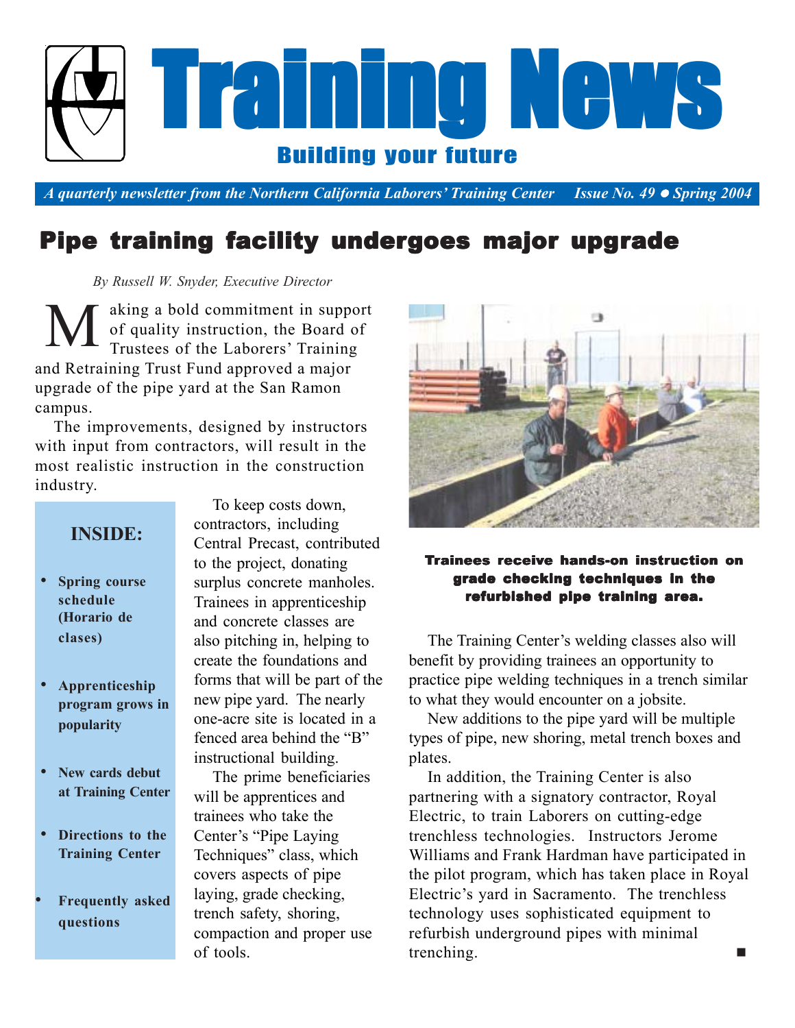# Training News

**Building your future**

*A quarterly newsletter from the Northern California Laborers' Training Center — Issue No. 49 • Spring 2004*

## Pipe training facility undergoes major upgrade

*By Russell W. Snyder, Executive Director*

Making a bold commitment in support of quality instruction, the Board of Trustees of the Laborers' Training and Retraining Trust Fund approved a major upgrade of the pipe yard at the San Ramon campus.

The improvements, designed by instructors with input from contractors, will result in the most realistic instruction in the construction industry.

To keep costs down, contractors, including Central Precast, contributed to the project, donating surplus concrete manholes. Trainees in apprenticeship and concrete classes are also pitching in, helping to create the foundations and forms that will be part of the new pipe yard. The nearly one-acre site is located in a fenced area behind the "B" instructional building.

The prime beneficiaries will be apprentices and trainees who take the Center's "Pipe Laying Techniques" class, which covers aspects of pipe laying, grade checking, trench safety, shoring, compaction and proper use of tools.

**Trainees receive hands-on instruction on grade checking techniques in the refurbished pipe training area.**

The Training Center's welding classes also will benefit by providing trainees an opportunity to practice pipe welding techniques in a trench similar to what they would encounter on a jobsite.

New additions to the pipe yard will be multiple types of pipe, new shoring, metal trench boxes and plates.

In addition, the Training Center is also partnering with a signatory contractor, Royal Electric, to train Laborers on cutting-edge trenchless technologies. Instructors Jerome Williams and Frank Hardman have participated in the pilot program, which has taken place in Royal Electric's yard in Sacramento. The trenchless technology uses sophisticated equipment to refurbish underground pipes with minimal trenching. ■

### INSIDE:

- **Spring course schedule (Horario de clases)**
- **Apprenticeship program grows in popularity**
- **New cards debut at Training Center**
- **Directions to the Training Center**
- **Frequently asked questions**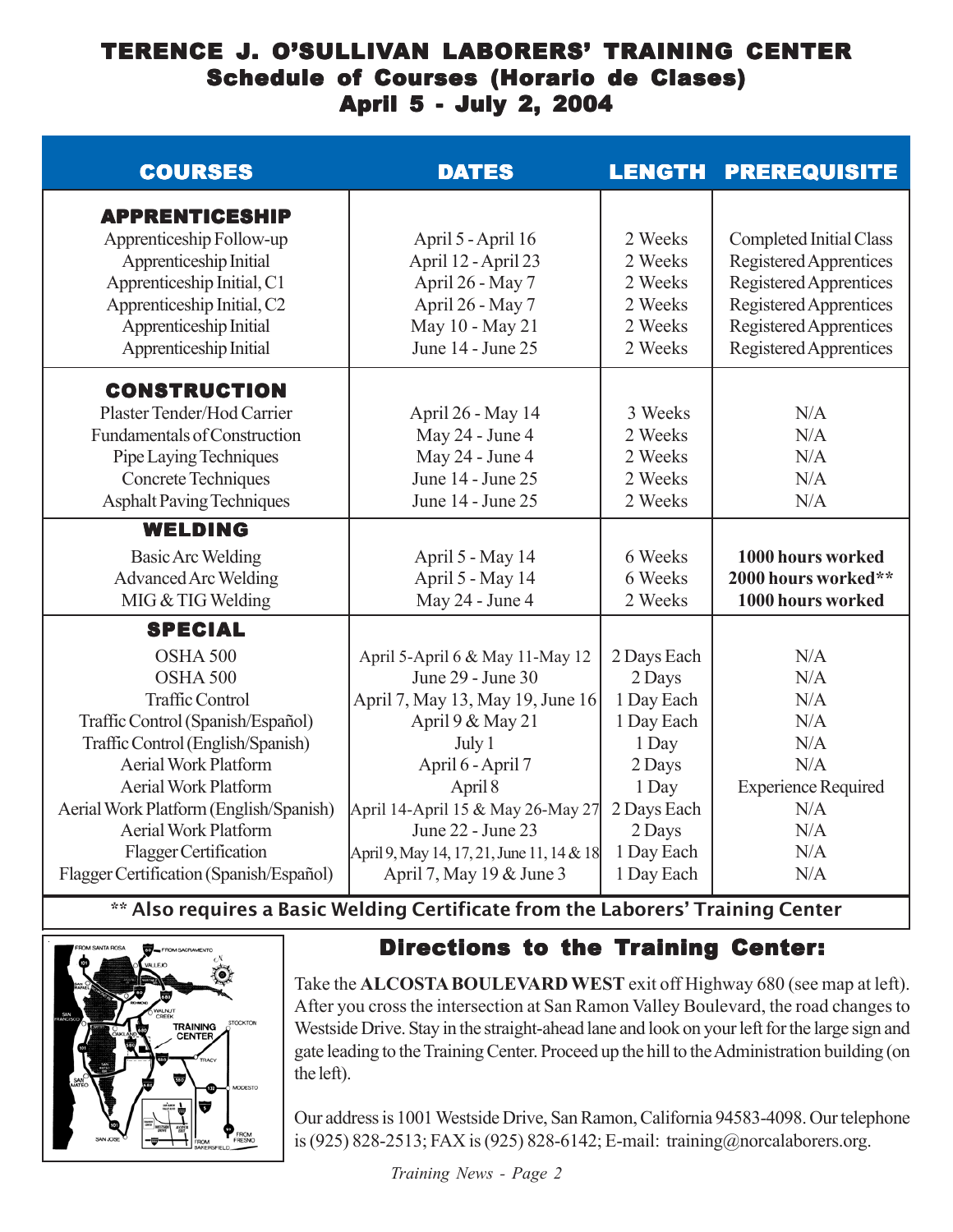# TERENCE J. O'SULLIVAN LABORERS' TRAINING CENTER
## Schedule of Courses (Horario de Clases)
## April 5 - July 2, 2004

| COURSES | DATES | LENGTH | PREREQUISITE |
|---|---|---|---|
| **APPRENTICESHIP** | | | |
| Apprenticeship Follow-up | April 5 - April 16 | 2 Weeks | Completed Initial Class |
| Apprenticeship Initial | April 12 - April 23 | 2 Weeks | Registered Apprentices |
| Apprenticeship Initial, C1 | April 26 - May 7 | 2 Weeks | Registered Apprentices |
| Apprenticeship Initial, C2 | April 26 - May 7 | 2 Weeks | Registered Apprentices |
| Apprenticeship Initial | May 10 - May 21 | 2 Weeks | Registered Apprentices |
| Apprenticeship Initial | June 14 - June 25 | 2 Weeks | Registered Apprentices |
| **CONSTRUCTION** | | | |
| Plaster Tender/Hod Carrier | April 26 - May 14 | 3 Weeks | N/A |
| Fundamentals of Construction | May 24 - June 4 | 2 Weeks | N/A |
| Pipe Laying Techniques | May 24 - June 4 | 2 Weeks | N/A |
| Concrete Techniques | June 14 - June 25 | 2 Weeks | N/A |
| Asphalt Paving Techniques | June 14 - June 25 | 2 Weeks | N/A |
| **WELDING** | | | |
| Basic Arc Welding | April 5 - May 14 | 6 Weeks | **1000 hours worked** |
| Advanced Arc Welding | April 5 - May 14 | 6 Weeks | **2000 hours worked\*\*** |
| MIG & TIG Welding | May 24 - June 4 | 2 Weeks | **1000 hours worked** |
| **SPECIAL** | | | |
| OSHA 500 | April 5-April 6 & May 11-May 12 | 2 Days Each | N/A |
| OSHA 500 | June 29 - June 30 | 2 Days | N/A |
| Traffic Control | April 7, May 13, May 19, June 16 | 1 Day Each | N/A |
| Traffic Control (Spanish/Español) | April 9 & May 21 | 1 Day Each | N/A |
| Traffic Control (English/Spanish) | July 1 | 1 Day | N/A |
| Aerial Work Platform | April 6 - April 7 | 2 Days | N/A |
| Aerial Work Platform | April 8 | 1 Day | Experience Required |
| Aerial Work Platform (English/Spanish) | April 14-April 15 & May 26-May 27 | 2 Days Each | N/A |
| Aerial Work Platform | June 22 - June 23 | 2 Days | N/A |
| Flagger Certification | April 9, May 14, 17, 21, June 11, 14 & 18 | 1 Day Each | N/A |
| Flagger Certification (Spanish/Español) | April 7, May 19 & June 3 | 1 Day Each | N/A |

**\*\* Also requires a Basic Welding Certificate from the Laborers' Training Center**

## Directions to the Training Center:

Take the **ALCOSTA BOULEVARD WEST** exit off Highway 680 (see map at left). After you cross the intersection at San Ramon Valley Boulevard, the road changes to Westside Drive. Stay in the straight-ahead lane and look on your left for the large sign and gate leading to the Training Center. Proceed up the hill to the Administration building (on the left).

Our address is 1001 Westside Drive, San Ramon, California 94583-4098. Our telephone is (925) 828-2513; FAX is (925) 828-6142; E-mail: training@norcalaborers.org.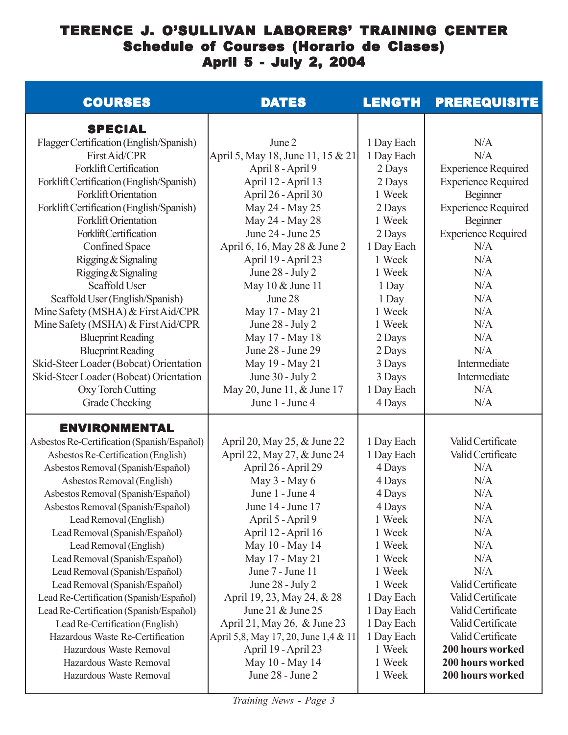# TERENCE J. O'SULLIVAN LABORERS' TRAINING CENTER

## Schedule of Courses (Horario de Clases)

## April 5 - July 2, 2004

| COURSES | DATES | LENGTH | PREREQUISITE |
|---|---|---|---|
| **SPECIAL** | | | |
| Flagger Certification (English/Spanish) | June 2 | 1 Day Each | N/A |
| First Aid/CPR | April 5, May 18, June 11, 15 & 21 | 1 Day Each | N/A |
| Forklift Certification | April 8 - April 9 | 2 Days | Experience Required |
| Forklift Certification (English/Spanish) | April 12 - April 13 | 2 Days | Experience Required |
| Forklift Orientation | April 26 - April 30 | 1 Week | Beginner |
| Forklift Certification (English/Spanish) | May 24 - May 25 | 2 Days | Experience Required |
| Forklift Orientation | May 24 - May 28 | 1 Week | Beginner |
| Forklift Certification | June 24 - June 25 | 2 Days | Experience Required |
| Confined Space | April 6, 16, May 28 & June 2 | 1 Day Each | N/A |
| Rigging & Signaling | April 19 - April 23 | 1 Week | N/A |
| Rigging & Signaling | June 28 - July 2 | 1 Week | N/A |
| Scaffold User | May 10 & June 11 | 1 Day | N/A |
| Scaffold User (English/Spanish) | June 28 | 1 Day | N/A |
| Mine Safety (MSHA) & First Aid/CPR | May 17 - May 21 | 1 Week | N/A |
| Mine Safety (MSHA) & First Aid/CPR | June 28 - July 2 | 1 Week | N/A |
| Blueprint Reading | May 17 - May 18 | 2 Days | N/A |
| Blueprint Reading | June 28 - June 29 | 2 Days | N/A |
| Skid-Steer Loader (Bobcat) Orientation | May 19 - May 21 | 3 Days | Intermediate |
| Skid-Steer Loader (Bobcat) Orientation | June 30 - July 2 | 3 Days | Intermediate |
| Oxy Torch Cutting | May 20, June 11, & June 17 | 1 Day Each | N/A |
| Grade Checking | June 1 - June 4 | 4 Days | N/A |
| **ENVIRONMENTAL** | | | |
| Asbestos Re-Certification (Spanish/Español) | April 20, May 25, & June 22 | 1 Day Each | Valid Certificate |
| Asbestos Re-Certification (English) | April 22, May 27, & June 24 | 1 Day Each | Valid Certificate |
| Asbestos Removal (Spanish/Español) | April 26 - April 29 | 4 Days | N/A |
| Asbestos Removal (English) | May 3 - May 6 | 4 Days | N/A |
| Asbestos Removal (Spanish/Español) | June 1 - June 4 | 4 Days | N/A |
| Asbestos Removal (Spanish/Español) | June 14 - June 17 | 4 Days | N/A |
| Lead Removal (English) | April 5 - April 9 | 1 Week | N/A |
| Lead Removal (Spanish/Español) | April 12 - April 16 | 1 Week | N/A |
| Lead Removal (English) | May 10 - May 14 | 1 Week | N/A |
| Lead Removal (Spanish/Español) | May 17 - May 21 | 1 Week | N/A |
| Lead Removal (Spanish/Español) | June 7 - June 11 | 1 Week | N/A |
| Lead Removal (Spanish/Español) | June 28 - July 2 | 1 Week | Valid Certificate |
| Lead Re-Certification (Spanish/Español) | April 19, 23, May 24, & 28 | 1 Day Each | Valid Certificate |
| Lead Re-Certification (Spanish/Español) | June 21 & June 25 | 1 Day Each | Valid Certificate |
| Lead Re-Certification (English) | April 21, May 26, & June 23 | 1 Day Each | Valid Certificate |
| Hazardous Waste Re-Certification | April 5,8, May 17, 20, June 1,4 & 11 | 1 Day Each | Valid Certificate |
| Hazardous Waste Removal | April 19 - April 23 | 1 Week | **200 hours worked** |
| Hazardous Waste Removal | May 10 - May 14 | 1 Week | **200 hours worked** |
| Hazardous Waste Removal | June 28 - June 2 | 1 Week | **200 hours worked** |

*Training News - Page 3*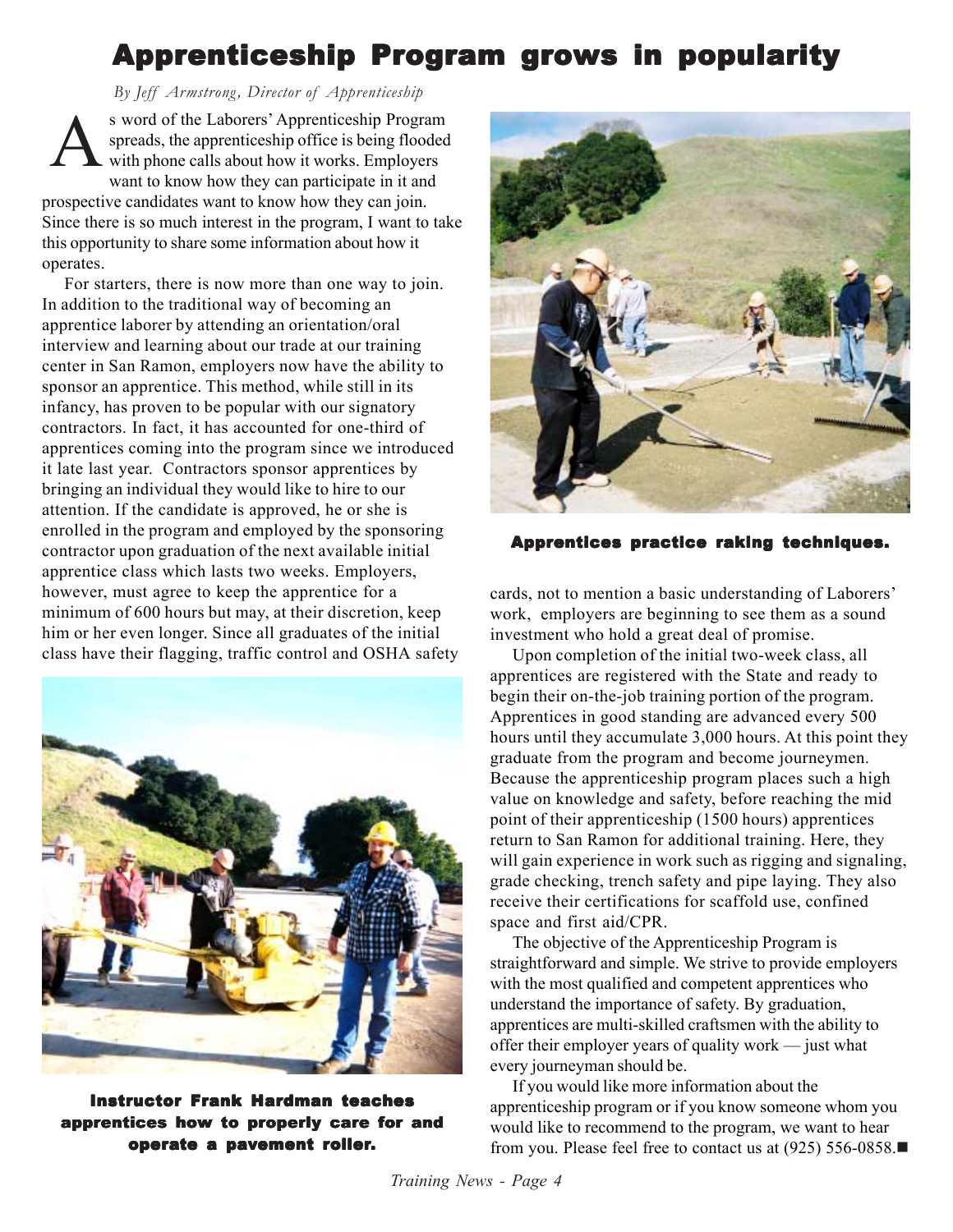# Apprenticeship Program grows in popularity

*By Jeff Armstrong, Director of Apprenticeship*

As word of the Laborers' Apprenticeship Program spreads, the apprenticeship office is being flooded with phone calls about how it works. Employers want to know how they can participate in it and prospective candidates want to know how they can join. Since there is so much interest in the program, I want to take this opportunity to share some information about how it operates.

For starters, there is now more than one way to join. In addition to the traditional way of becoming an apprentice laborer by attending an orientation/oral interview and learning about our trade at our training center in San Ramon, employers now have the ability to sponsor an apprentice. This method, while still in its infancy, has proven to be popular with our signatory contractors. In fact, it has accounted for one-third of apprentices coming into the program since we introduced it late last year. Contractors sponsor apprentices by bringing an individual they would like to hire to our attention. If the candidate is approved, he or she is enrolled in the program and employed by the sponsoring contractor upon graduation of the next available initial apprentice class which lasts two weeks. Employers, however, must agree to keep the apprentice for a minimum of 600 hours but may, at their discretion, keep him or her even longer. Since all graduates of the initial class have their flagging, traffic control and OSHA safety cards, not to mention a basic understanding of Laborers' work, employers are beginning to see them as a sound investment who hold a great deal of promise.

**Instructor Frank Hardman teaches apprentices how to properly care for and operate a pavement roller.**

**Apprentices practice raking techniques.**

Upon completion of the initial two-week class, all apprentices are registered with the State and ready to begin their on-the-job training portion of the program. Apprentices in good standing are advanced every 500 hours until they accumulate 3,000 hours. At this point they graduate from the program and become journeymen. Because the apprenticeship program places such a high value on knowledge and safety, before reaching the mid point of their apprenticeship (1500 hours) apprentices return to San Ramon for additional training. Here, they will gain experience in work such as rigging and signaling, grade checking, trench safety and pipe laying. They also receive their certifications for scaffold use, confined space and first aid/CPR.

The objective of the Apprenticeship Program is straightforward and simple. We strive to provide employers with the most qualified and competent apprentices who understand the importance of safety. By graduation, apprentices are multi-skilled craftsmen with the ability to offer their employer years of quality work — just what every journeyman should be.

If you would like more information about the apprenticeship program or if you know someone whom you would like to recommend to the program, we want to hear from you. Please feel free to contact us at (925) 556-0858.■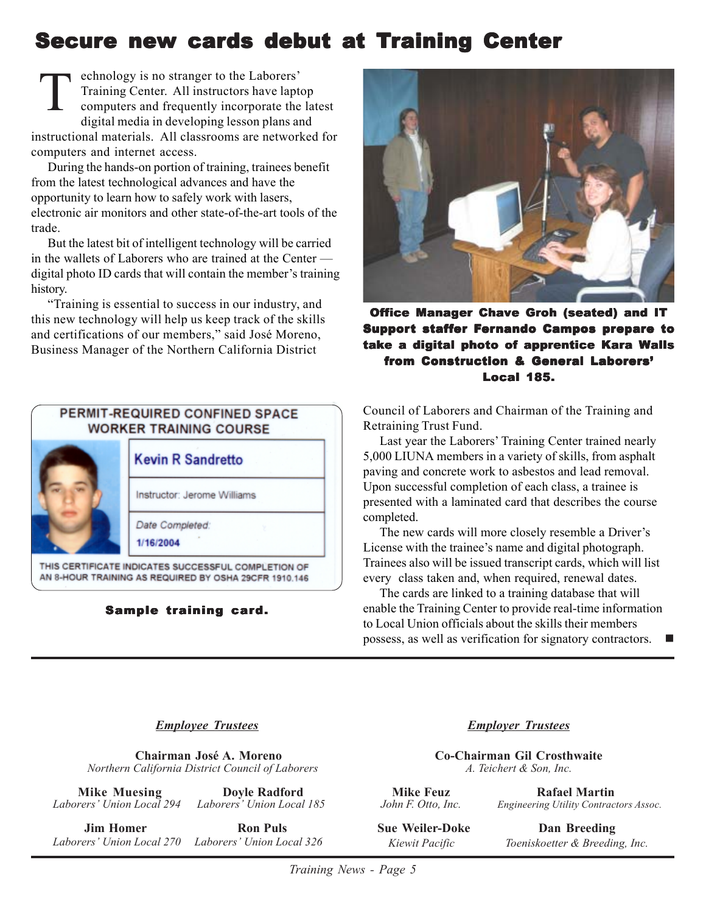# Secure new cards debut at Training Center

Technology is no stranger to the Laborers' Training Center. All instructors have laptop computers and frequently incorporate the latest digital media in developing lesson plans and instructional materials. All classrooms are networked for computers and internet access.

During the hands-on portion of training, trainees benefit from the latest technological advances and have the opportunity to learn how to safely work with lasers, electronic air monitors and other state-of-the-art tools of the trade.

But the latest bit of intelligent technology will be carried in the wallets of Laborers who are trained at the Center — digital photo ID cards that will contain the member's training history.

"Training is essential to success in our industry, and this new technology will help us keep track of the skills and certifications of our members," said José Moreno, Business Manager of the Northern California District Council of Laborers and Chairman of the Training and Retraining Trust Fund.

**Office Manager Chave Groh (seated) and IT Support staffer Fernando Campos prepare to take a digital photo of apprentice Kara Walls from Construction & General Laborers' Local 185.**

PERMIT-REQUIRED CONFINED SPACE WORKER TRAINING COURSE

Kevin R Sandretto

Instructor: Jerome Williams

Date Completed: 1/16/2004

THIS CERTIFICATE INDICATES SUCCESSFUL COMPLETION OF AN 8-HOUR TRAINING AS REQUIRED BY OSHA 29CFR 1910.146

**Sample training card.**

Last year the Laborers' Training Center trained nearly 5,000 LIUNA members in a variety of skills, from asphalt paving and concrete work to asbestos and lead removal. Upon successful completion of each class, a trainee is presented with a laminated card that describes the course completed.

The new cards will more closely resemble a Driver's License with the trainee's name and digital photograph. Trainees also will be issued transcript cards, which will list every class taken and, when required, renewal dates.

The cards are linked to a training database that will enable the Training Center to provide real-time information to Local Union officials about the skills their members possess, as well as verification for signatory contractors. ■

---

***Employee Trustees***

**Chairman José A. Moreno**
*Northern California District Council of Laborers*

**Mike Muesing**
*Laborers' Union Local 294*

**Doyle Radford**
*Laborers' Union Local 185*

**Jim Homer**
*Laborers' Union Local 270*

**Ron Puls**
*Laborers' Union Local 326*

***Employer Trustees***

**Co-Chairman Gil Crosthwaite**
*A. Teichert & Son, Inc.*

**Mike Feuz**
*John F. Otto, Inc.*

**Rafael Martin**
*Engineering Utility Contractors Assoc.*

**Sue Weiler-Doke**
*Kiewit Pacific*

**Dan Breeding**
*Toeniskoetter & Breeding, Inc.*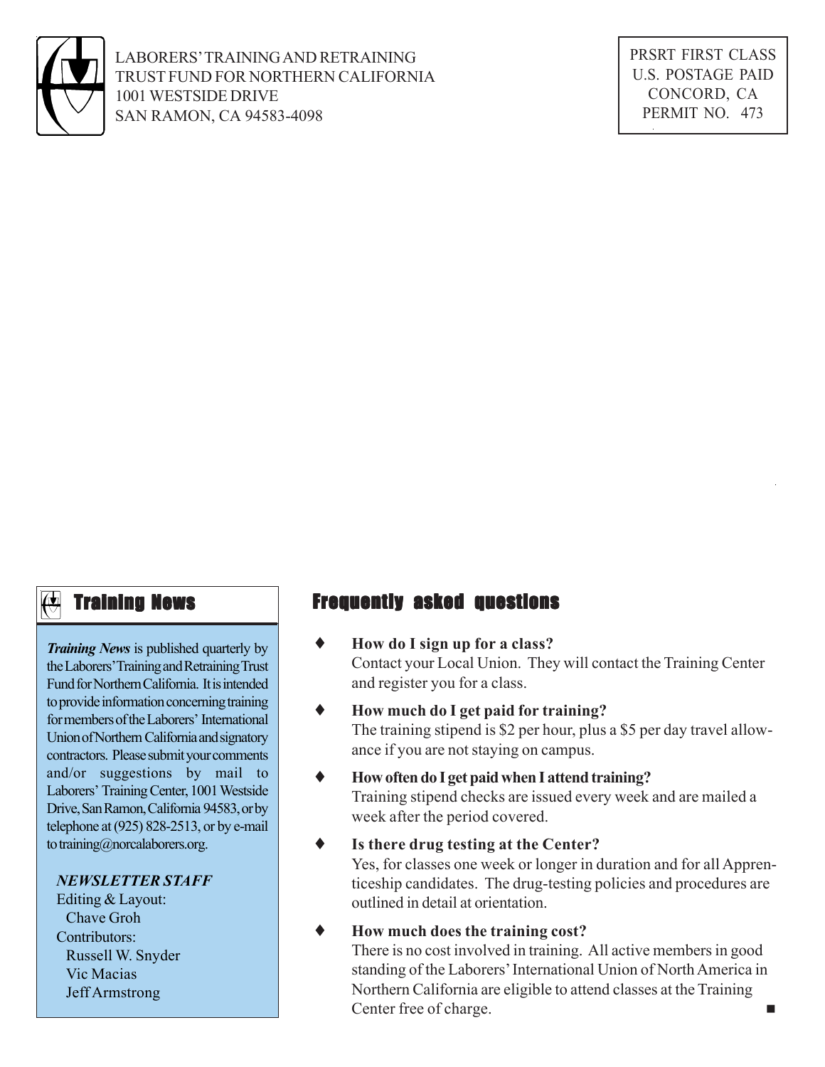LABORERS' TRAINING AND RETRAINING
TRUST FUND FOR NORTHERN CALIFORNIA
1001 WESTSIDE DRIVE
SAN RAMON, CA 94583-4098

PRSRT FIRST CLASS
U.S. POSTAGE PAID
CONCORD, CA
PERMIT NO. 473

## Training News

***Training News*** is published quarterly by the Laborers' Training and Retraining Trust Fund for Northern California. It is intended to provide information concerning training for members of the Laborers' International Union of Northern California and signatory contractors. Please submit your comments and/or suggestions by mail to Laborers' Training Center, 1001 Westside Drive, San Ramon, California 94583, or by telephone at (925) 828-2513, or by e-mail to training@norcalaborers.org.

***NEWSLETTER STAFF***

Editing & Layout:
Chave Groh

Contributors:
Russell W. Snyder
Vic Macias
Jeff Armstrong

## Frequently asked questions

- **How do I sign up for a class?**
  Contact your Local Union. They will contact the Training Center and register you for a class.
- **How much do I get paid for training?**
  The training stipend is $2 per hour, plus a $5 per day travel allowance if you are not staying on campus.
- **How often do I get paid when I attend training?**
  Training stipend checks are issued every week and are mailed a week after the period covered.
- **Is there drug testing at the Center?**
  Yes, for classes one week or longer in duration and for all Apprenticeship candidates. The drug-testing policies and procedures are outlined in detail at orientation.
- **How much does the training cost?**
  There is no cost involved in training. All active members in good standing of the Laborers' International Union of North America in Northern California are eligible to attend classes at the Training Center free of charge. ■